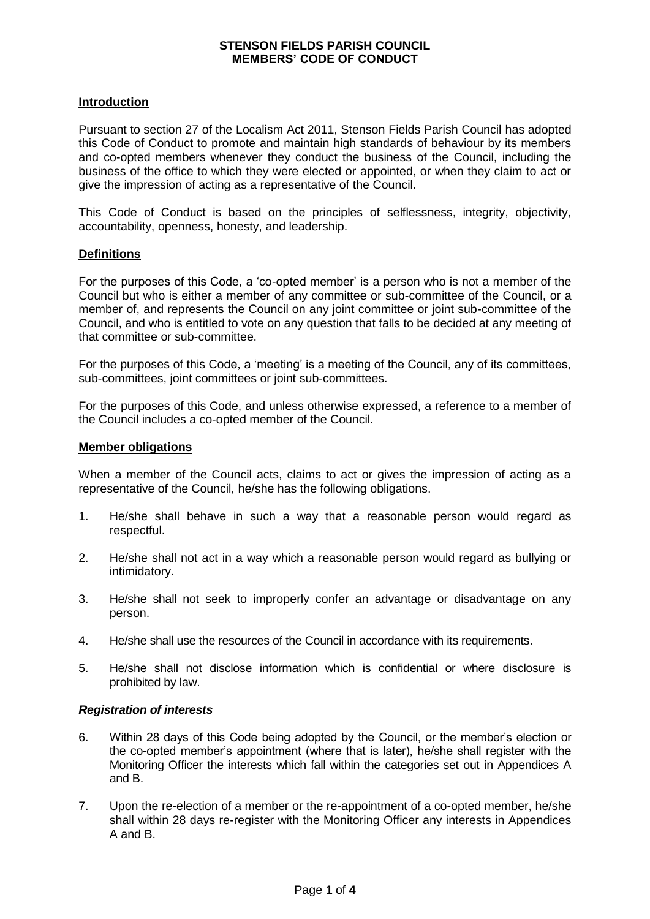# STENSON FIELDS PARISH COUNCIL
# MEMBERS' CODE OF CONDUCT

## Introduction

Pursuant to section 27 of the Localism Act 2011, Stenson Fields Parish Council has adopted this Code of Conduct to promote and maintain high standards of behaviour by its members and co-opted members whenever they conduct the business of the Council, including the business of the office to which they were elected or appointed, or when they claim to act or give the impression of acting as a representative of the Council.

This Code of Conduct is based on the principles of selflessness, integrity, objectivity, accountability, openness, honesty, and leadership.

## Definitions

For the purposes of this Code, a 'co-opted member' is a person who is not a member of the Council but who is either a member of any committee or sub-committee of the Council, or a member of, and represents the Council on any joint committee or joint sub-committee of the Council, and who is entitled to vote on any question that falls to be decided at any meeting of that committee or sub-committee.

For the purposes of this Code, a 'meeting' is a meeting of the Council, any of its committees, sub-committees, joint committees or joint sub-committees.

For the purposes of this Code, and unless otherwise expressed, a reference to a member of the Council includes a co-opted member of the Council.

## Member obligations

When a member of the Council acts, claims to act or gives the impression of acting as a representative of the Council, he/she has the following obligations.

1. He/she shall behave in such a way that a reasonable person would regard as respectful.

2. He/she shall not act in a way which a reasonable person would regard as bullying or intimidatory.

3. He/she shall not seek to improperly confer an advantage or disadvantage on any person.

4. He/she shall use the resources of the Council in accordance with its requirements.

5. He/she shall not disclose information which is confidential or where disclosure is prohibited by law.

### *Registration of interests*

6. Within 28 days of this Code being adopted by the Council, or the member's election or the co-opted member's appointment (where that is later), he/she shall register with the Monitoring Officer the interests which fall within the categories set out in Appendices A and B.

7. Upon the re-election of a member or the re-appointment of a co-opted member, he/she shall within 28 days re-register with the Monitoring Officer any interests in Appendices A and B.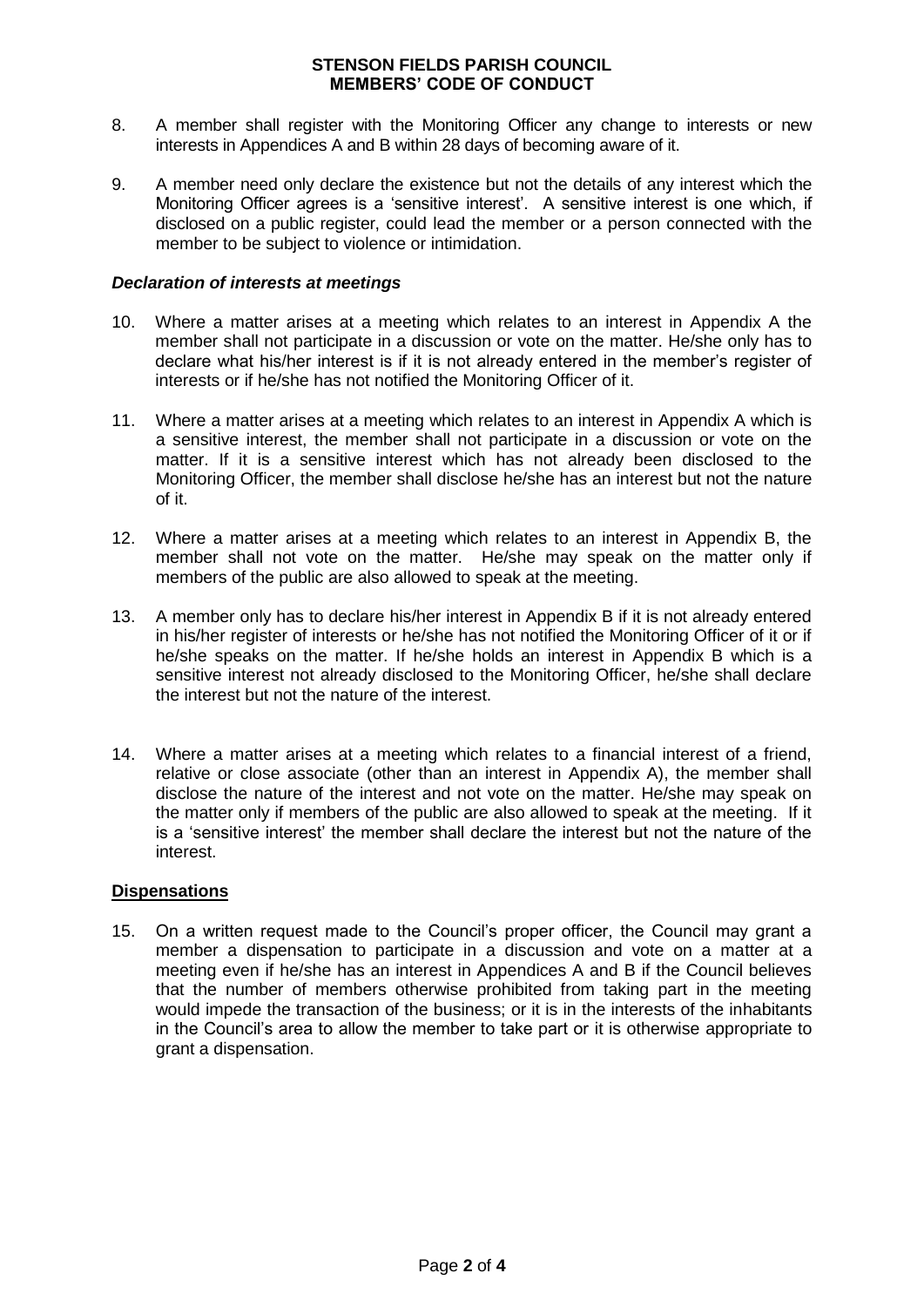8. A member shall register with the Monitoring Officer any change to interests or new interests in Appendices A and B within 28 days of becoming aware of it.

9. A member need only declare the existence but not the details of any interest which the Monitoring Officer agrees is a 'sensitive interest'. A sensitive interest is one which, if disclosed on a public register, could lead the member or a person connected with the member to be subject to violence or intimidation.

***Declaration of interests at meetings***

10. Where a matter arises at a meeting which relates to an interest in Appendix A the member shall not participate in a discussion or vote on the matter. He/she only has to declare what his/her interest is if it is not already entered in the member's register of interests or if he/she has not notified the Monitoring Officer of it.

11. Where a matter arises at a meeting which relates to an interest in Appendix A which is a sensitive interest, the member shall not participate in a discussion or vote on the matter. If it is a sensitive interest which has not already been disclosed to the Monitoring Officer, the member shall disclose he/she has an interest but not the nature of it.

12. Where a matter arises at a meeting which relates to an interest in Appendix B, the member shall not vote on the matter. He/she may speak on the matter only if members of the public are also allowed to speak at the meeting.

13. A member only has to declare his/her interest in Appendix B if it is not already entered in his/her register of interests or he/she has not notified the Monitoring Officer of it or if he/she speaks on the matter. If he/she holds an interest in Appendix B which is a sensitive interest not already disclosed to the Monitoring Officer, he/she shall declare the interest but not the nature of the interest.

14. Where a matter arises at a meeting which relates to a financial interest of a friend, relative or close associate (other than an interest in Appendix A), the member shall disclose the nature of the interest and not vote on the matter. He/she may speak on the matter only if members of the public are also allowed to speak at the meeting. If it is a 'sensitive interest' the member shall declare the interest but not the nature of the interest.

**Dispensations**

15. On a written request made to the Council's proper officer, the Council may grant a member a dispensation to participate in a discussion and vote on a matter at a meeting even if he/she has an interest in Appendices A and B if the Council believes that the number of members otherwise prohibited from taking part in the meeting would impede the transaction of the business; or it is in the interests of the inhabitants in the Council's area to allow the member to take part or it is otherwise appropriate to grant a dispensation.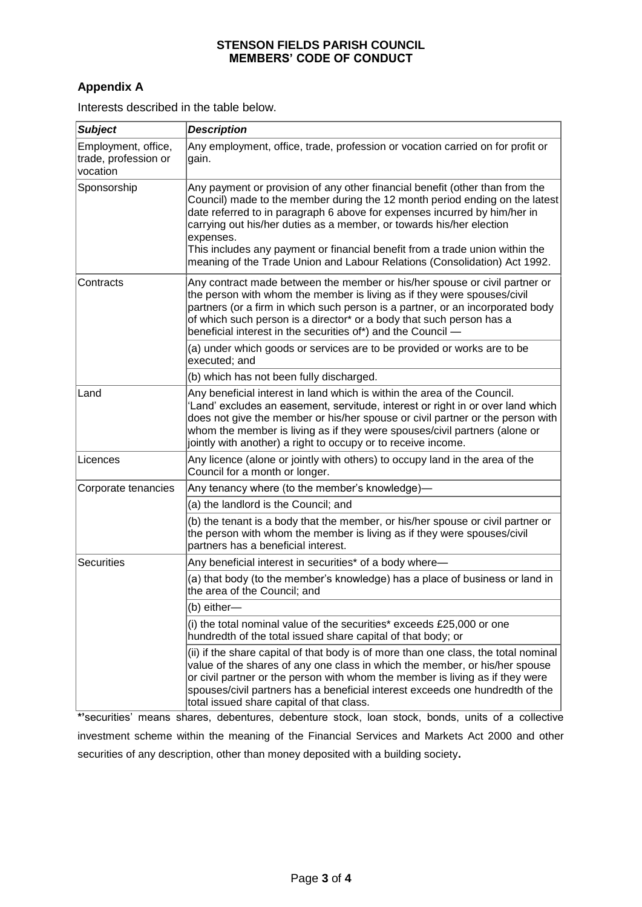**STENSON FIELDS PARISH COUNCIL**
**MEMBERS' CODE OF CONDUCT**

### Appendix A

Interests described in the table below.

| *Subject* | *Description* |
|---|---|
| Employment, office, trade, profession or vocation | Any employment, office, trade, profession or vocation carried on for profit or gain. |
| Sponsorship | Any payment or provision of any other financial benefit (other than from the Council) made to the member during the 12 month period ending on the latest date referred to in paragraph 6 above for expenses incurred by him/her in carrying out his/her duties as a member, or towards his/her election expenses.<br>This includes any payment or financial benefit from a trade union within the meaning of the Trade Union and Labour Relations (Consolidation) Act 1992. |
| Contracts | Any contract made between the member or his/her spouse or civil partner or the person with whom the member is living as if they were spouses/civil partners (or a firm in which such person is a partner, or an incorporated body of which such person is a director* or a body that such person has a beneficial interest in the securities of*) and the Council — |
| | (a) under which goods or services are to be provided or works are to be executed; and |
| | (b) which has not been fully discharged. |
| Land | Any beneficial interest in land which is within the area of the Council.<br>'Land' excludes an easement, servitude, interest or right in or over land which does not give the member or his/her spouse or civil partner or the person with whom the member is living as if they were spouses/civil partners (alone or jointly with another) a right to occupy or to receive income. |
| Licences | Any licence (alone or jointly with others) to occupy land in the area of the Council for a month or longer. |
| Corporate tenancies | Any tenancy where (to the member's knowledge)— |
| | (a) the landlord is the Council; and |
| | (b) the tenant is a body that the member, or his/her spouse or civil partner or the person with whom the member is living as if they were spouses/civil partners has a beneficial interest. |
| Securities | Any beneficial interest in securities* of a body where— |
| | (a) that body (to the member's knowledge) has a place of business or land in the area of the Council; and |
| | (b) either— |
| | (i) the total nominal value of the securities* exceeds £25,000 or one hundredth of the total issued share capital of that body; or |
| | (ii) if the share capital of that body is of more than one class, the total nominal value of the shares of any one class in which the member, or his/her spouse or civil partner or the person with whom the member is living as if they were spouses/civil partners has a beneficial interest exceeds one hundredth of the total issued share capital of that class. |

*'securities' means shares, debentures, debenture stock, loan stock, bonds, units of a collective investment scheme within the meaning of the Financial Services and Markets Act 2000 and other securities of any description, other than money deposited with a building society**.**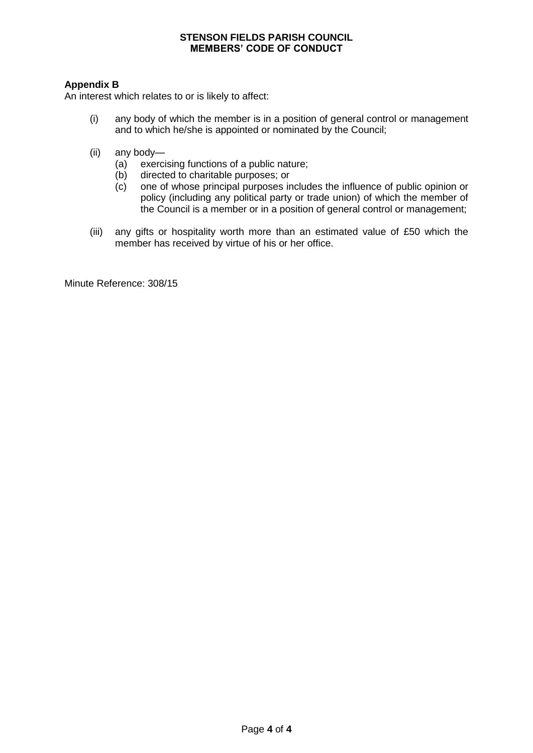**Appendix B**

An interest which relates to or is likely to affect:

(i) any body of which the member is in a position of general control or management and to which he/she is appointed or nominated by the Council;

(ii) any body—
   (a) exercising functions of a public nature;
   (b) directed to charitable purposes; or
   (c) one of whose principal purposes includes the influence of public opinion or policy (including any political party or trade union) of which the member of the Council is a member or in a position of general control or management;

(iii) any gifts or hospitality worth more than an estimated value of £50 which the member has received by virtue of his or her office.

Minute Reference: 308/15